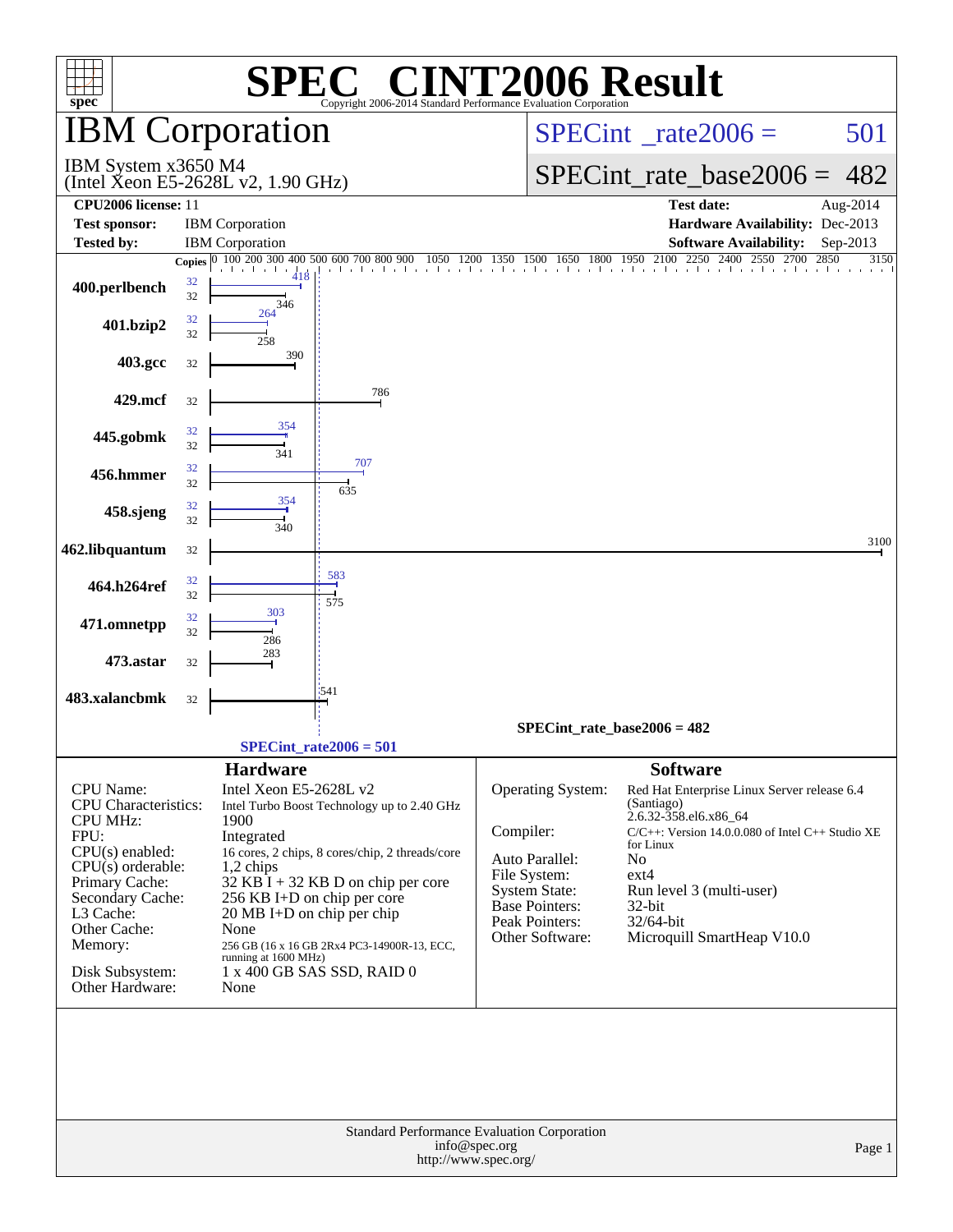# SPEC CINT2006 Result

Copyright 2006-2014 Standard Performance Evaluation Corporation

## IBM Corporation

IBM System x3650 M4
(Intel Xeon E5-2628L v2, 1.90 GHz)

SPECint_rate2006 = 501

SPECint_rate_base2006 = 482

| | | | |
|---|---|---|---|
| **CPU2006 license:** 11 | | **Test date:** | Aug-2014 |
| **Test sponsor:** | IBM Corporation | **Hardware Availability:** | Dec-2013 |
| **Tested by:** | IBM Corporation | **Software Availability:** | Sep-2013 |

| Benchmark | Copies (peak) | Peak | Copies (base) | Base |
|---|---|---|---|---|
| 400.perlbench | 32 | 418 | 32 | 346 |
| 401.bzip2 | 32 | 264 | 32 | 258 |
| 403.gcc | | | 32 | 390 |
| 429.mcf | | | 32 | 786 |
| 445.gobmk | 32 | 354 | 32 | 341 |
| 456.hmmer | 32 | 707 | 32 | 635 |
| 458.sjeng | 32 | 354 | 32 | 340 |
| 462.libquantum | | | 32 | 3100 |
| 464.h264ref | 32 | 583 | 32 | 575 |
| 471.omnetpp | 32 | 303 | 32 | 286 |
| 473.astar | | | 32 | 283 |
| 483.xalancbmk | | | 32 | 541 |

SPECint_rate_base2006 = 482

SPECint_rate2006 = 501

### Hardware

| | |
|---|---|
| CPU Name: | Intel Xeon E5-2628L v2 |
| CPU Characteristics: | Intel Turbo Boost Technology up to 2.40 GHz |
| CPU MHz: | 1900 |
| FPU: | Integrated |
| CPU(s) enabled: | 16 cores, 2 chips, 8 cores/chip, 2 threads/core |
| CPU(s) orderable: | 1,2 chips |
| Primary Cache: | 32 KB I + 32 KB D on chip per core |
| Secondary Cache: | 256 KB I+D on chip per core |
| L3 Cache: | 20 MB I+D on chip per chip |
| Other Cache: | None |
| Memory: | 256 GB (16 x 16 GB 2Rx4 PC3-14900R-13, ECC, running at 1600 MHz) |
| Disk Subsystem: | 1 x 400 GB SAS SSD, RAID 0 |
| Other Hardware: | None |

### Software

| | |
|---|---|
| Operating System: | Red Hat Enterprise Linux Server release 6.4 (Santiago) 2.6.32-358.el6.x86_64 |
| Compiler: | C/C++: Version 14.0.0.080 of Intel C++ Studio XE for Linux |
| Auto Parallel: | No |
| File System: | ext4 |
| System State: | Run level 3 (multi-user) |
| Base Pointers: | 32-bit |
| Peak Pointers: | 32/64-bit |
| Other Software: | Microquill SmartHeap V10.0 |

Standard Performance Evaluation Corporation
info@spec.org
http://www.spec.org/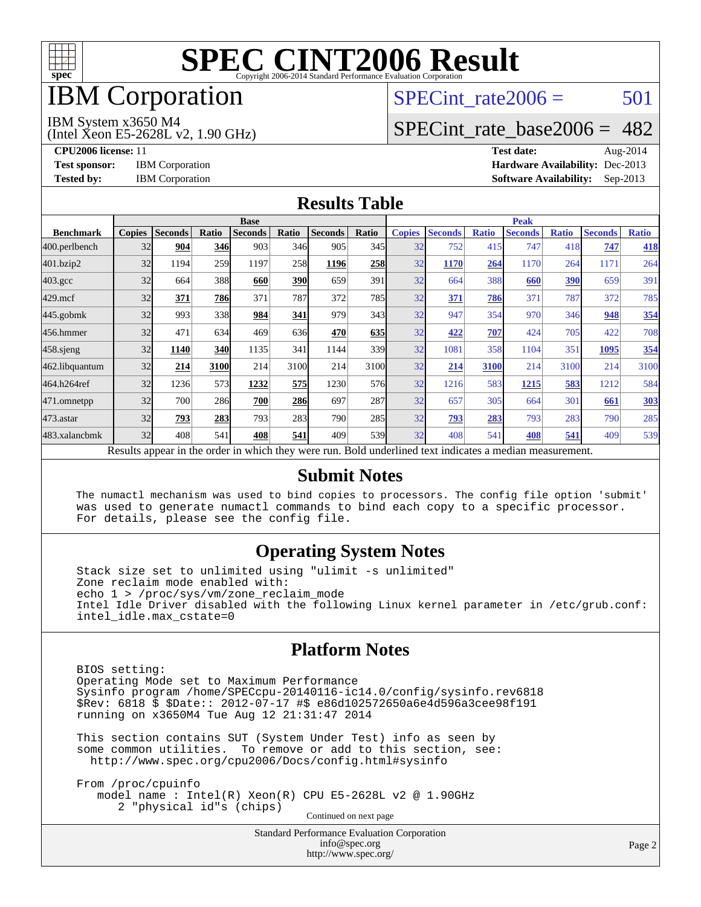# SPEC CINT2006 Result

Copyright 2006-2014 Standard Performance Evaluation Corporation

# IBM Corporation

IBM System x3650 M4
(Intel Xeon E5-2628L v2, 1.90 GHz)

SPECint_rate2006 = 501

SPECint_rate_base2006 = 482

**CPU2006 license:** 11
**Test sponsor:** IBM Corporation
**Tested by:** IBM Corporation

**Test date:** Aug-2014
**Hardware Availability:** Dec-2013
**Software Availability:** Sep-2013

## Results Table

| Benchmark | Base | | | | | | | Peak | | | | | | |
|---|---|---|---|---|---|---|---|---|---|---|---|---|---|---|
| | Copies | Seconds | Ratio | Seconds | Ratio | Seconds | Ratio | Copies | Seconds | Ratio | Seconds | Ratio | Seconds | Ratio |
| 400.perlbench | 32 | **904** | **346** | 903 | 346 | 905 | 345 | 32 | 752 | 415 | 747 | 418 | **747** | **418** |
| 401.bzip2 | 32 | 1194 | 259 | 1197 | 258 | **1196** | **258** | 32 | **1170** | **264** | 1170 | 264 | 1171 | 264 |
| 403.gcc | 32 | 664 | 388 | **660** | **390** | 659 | 391 | 32 | 664 | 388 | **660** | **390** | 659 | 391 |
| 429.mcf | 32 | **371** | **786** | 371 | 787 | 372 | 785 | 32 | **371** | **786** | 371 | 787 | 372 | 785 |
| 445.gobmk | 32 | 993 | 338 | **984** | **341** | 979 | 343 | 32 | 947 | 354 | 970 | 346 | **948** | **354** |
| 456.hmmer | 32 | 471 | 634 | 469 | 636 | **470** | **635** | 32 | **422** | **707** | 424 | 705 | 422 | 708 |
| 458.sjeng | 32 | **1140** | **340** | 1135 | 341 | 1144 | 339 | 32 | 1081 | 358 | 1104 | 351 | **1095** | **354** |
| 462.libquantum | 32 | **214** | **3100** | 214 | 3100 | 214 | 3100 | 32 | **214** | **3100** | 214 | 3100 | 214 | 3100 |
| 464.h264ref | 32 | 1236 | 573 | **1232** | **575** | 1230 | 576 | 32 | 1216 | 583 | **1215** | **583** | 1212 | 584 |
| 471.omnetpp | 32 | 700 | 286 | **700** | **286** | 697 | 287 | 32 | 657 | 305 | 664 | 301 | **661** | **303** |
| 473.astar | 32 | **793** | **283** | 793 | 283 | 790 | 285 | 32 | **793** | **283** | 793 | 283 | 790 | 285 |
| 483.xalancbmk | 32 | 408 | 541 | **408** | **541** | 409 | 539 | 32 | 408 | 541 | **408** | **541** | 409 | 539 |

Results appear in the order in which they were run. Bold underlined text indicates a median measurement.

## Submit Notes

```
The numactl mechanism was used to bind copies to processors. The config file option 'submit'
was used to generate numactl commands to bind each copy to a specific processor.
For details, please see the config file.
```

## Operating System Notes

```
Stack size set to unlimited using "ulimit -s unlimited"
Zone reclaim mode enabled with:
echo 1 > /proc/sys/vm/zone_reclaim_mode
Intel Idle Driver disabled with the following Linux kernel parameter in /etc/grub.conf:
intel_idle.max_cstate=0
```

## Platform Notes

```
BIOS setting:
Operating Mode set to Maximum Performance
Sysinfo program /home/SPECcpu-20140116-ic14.0/config/sysinfo.rev6818
$Rev: 6818 $ $Date:: 2012-07-17 #$ e86d102572650a6e4d596a3cee98f191
running on x3650M4 Tue Aug 12 21:31:47 2014

This section contains SUT (System Under Test) info as seen by
some common utilities.  To remove or add to this section, see:
  http://www.spec.org/cpu2006/Docs/config.html#sysinfo

From /proc/cpuinfo
    model name : Intel(R) Xeon(R) CPU E5-2628L v2 @ 1.90GHz
       2 "physical id"s (chips)
```

Continued on next page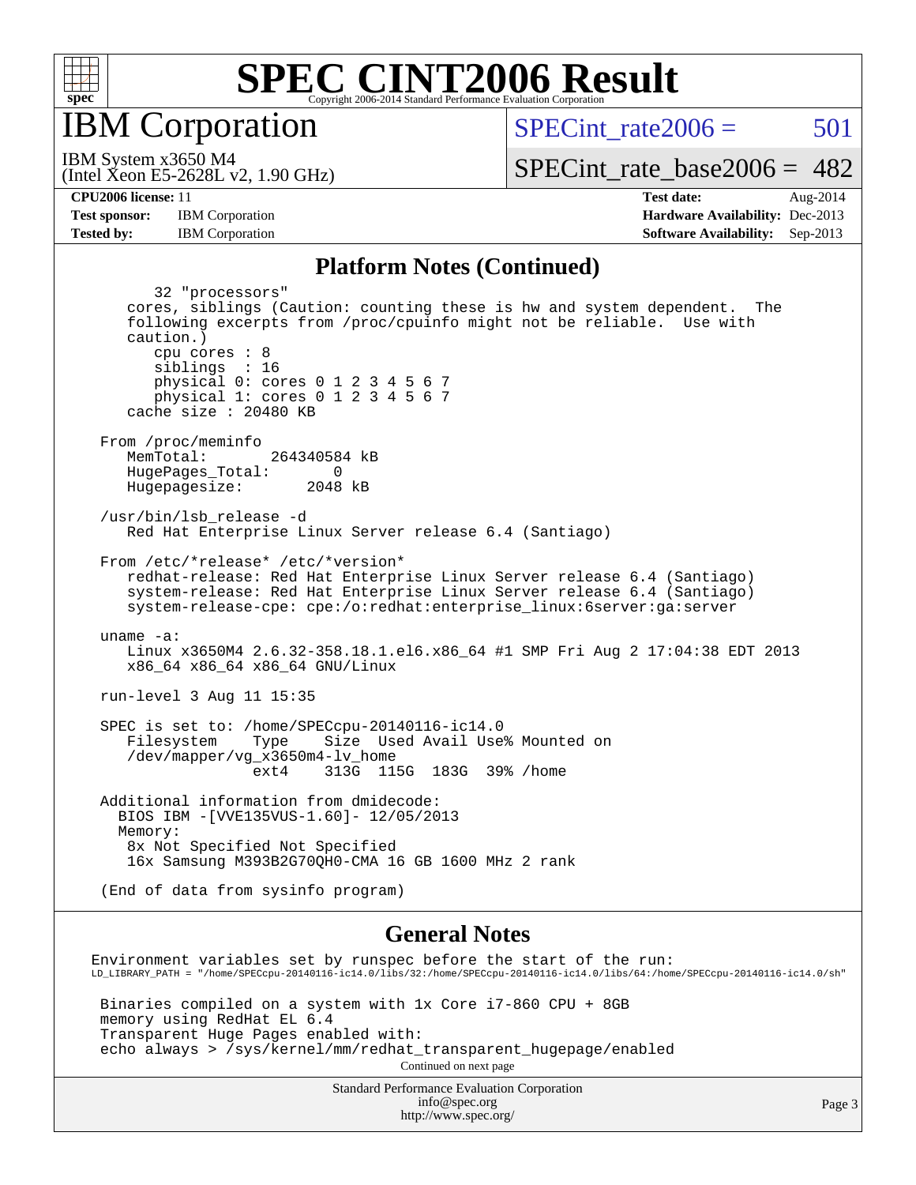# SPEC CINT2006 Result

## IBM Corporation

IBM System x3650 M4
(Intel Xeon E5-2628L v2, 1.90 GHz)

SPECint_rate2006 = 501

SPECint_rate_base2006 = 482

| | | | |
|---|---|---|---|
| **CPU2006 license:** 11 | | **Test date:** | Aug-2014 |
| **Test sponsor:** | IBM Corporation | **Hardware Availability:** | Dec-2013 |
| **Tested by:** | IBM Corporation | **Software Availability:** | Sep-2013 |

### Platform Notes (Continued)

```
        32 "processors"
     cores, siblings (Caution: counting these is hw and system dependent.  The
     following excerpts from /proc/cpuinfo might not be reliable.  Use with
     caution.)
        cpu cores : 8
        siblings  : 16
        physical 0: cores 0 1 2 3 4 5 6 7
        physical 1: cores 0 1 2 3 4 5 6 7
     cache size : 20480 KB

  From /proc/meminfo
     MemTotal:       264340584 kB
     HugePages_Total:       0
     Hugepagesize:       2048 kB

  /usr/bin/lsb_release -d
     Red Hat Enterprise Linux Server release 6.4 (Santiago)

  From /etc/*release* /etc/*version*
     redhat-release: Red Hat Enterprise Linux Server release 6.4 (Santiago)
     system-release: Red Hat Enterprise Linux Server release 6.4 (Santiago)
     system-release-cpe: cpe:/o:redhat:enterprise_linux:6server:ga:server

  uname -a:
     Linux x3650M4 2.6.32-358.18.1.el6.x86_64 #1 SMP Fri Aug 2 17:04:38 EDT 2013
     x86_64 x86_64 x86_64 GNU/Linux

  run-level 3 Aug 11 15:35

  SPEC is set to: /home/SPECcpu-20140116-ic14.0
     Filesystem     Type    Size  Used Avail Use% Mounted on
     /dev/mapper/vg_x3650m4-lv_home
                    ext4    313G  115G  183G  39% /home

  Additional information from dmidecode:
    BIOS IBM -[VVE135VUS-1.60]- 12/05/2013
    Memory:
     8x Not Specified Not Specified
     16x Samsung M393B2G70QH0-CMA 16 GB 1600 MHz 2 rank

  (End of data from sysinfo program)
```

### General Notes

```
 Environment variables set by runspec before the start of the run:
 LD_LIBRARY_PATH = "/home/SPECcpu-20140116-ic14.0/libs/32:/home/SPECcpu-20140116-ic14.0/libs/64:/home/SPECcpu-20140116-ic14.0/sh"

  Binaries compiled on a system with 1x Core i7-860 CPU + 8GB
  memory using RedHat EL 6.4
  Transparent Huge Pages enabled with:
  echo always > /sys/kernel/mm/redhat_transparent_hugepage/enabled
```

Continued on next page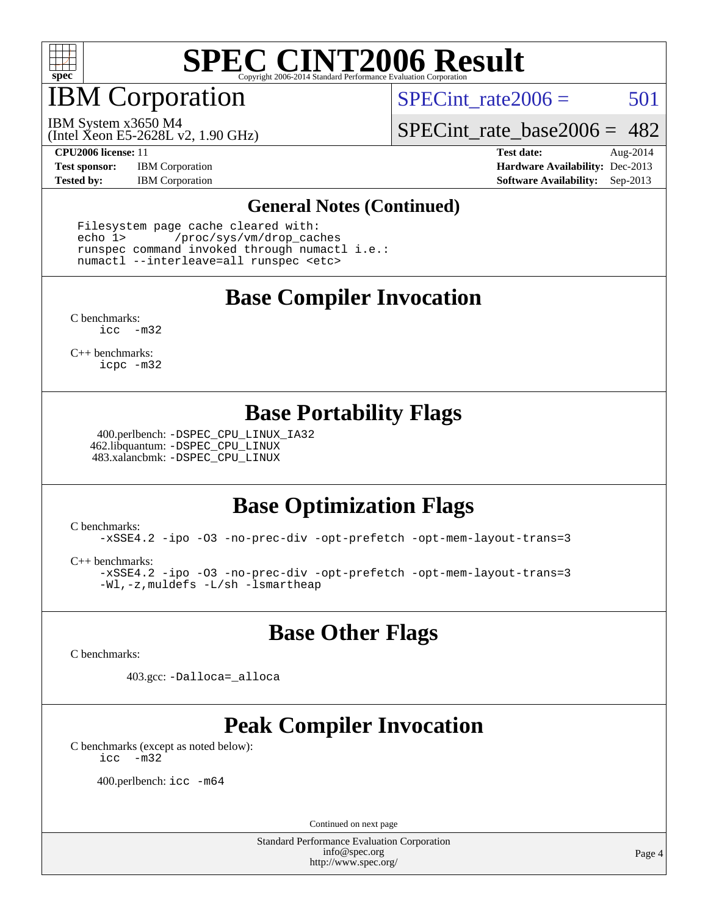# SPEC CINT2006 Result

## IBM Corporation

IBM System x3650 M4
(Intel Xeon E5-2628L v2, 1.90 GHz)

SPECint_rate2006 = 501

SPECint_rate_base2006 = 482

**CPU2006 license:** 11
**Test sponsor:** IBM Corporation
**Tested by:** IBM Corporation

**Test date:** Aug-2014
**Hardware Availability:** Dec-2013
**Software Availability:** Sep-2013

### General Notes (Continued)

```
Filesystem page cache cleared with:
echo 1>       /proc/sys/vm/drop_caches
runspec command invoked through numactl i.e.:
numactl --interleave=all runspec <etc>
```

### Base Compiler Invocation

C benchmarks:
`icc -m32`

C++ benchmarks:
`icpc -m32`

### Base Portability Flags

400.perlbench: `-DSPEC_CPU_LINUX_IA32`
462.libquantum: `-DSPEC_CPU_LINUX`
483.xalancbmk: `-DSPEC_CPU_LINUX`

### Base Optimization Flags

C benchmarks:
`-xSSE4.2 -ipo -O3 -no-prec-div -opt-prefetch -opt-mem-layout-trans=3`

C++ benchmarks:
`-xSSE4.2 -ipo -O3 -no-prec-div -opt-prefetch -opt-mem-layout-trans=3`
`-Wl,-z,muldefs -L/sh -lsmartheap`

### Base Other Flags

C benchmarks:

403.gcc: `-Dalloca=_alloca`

### Peak Compiler Invocation

C benchmarks (except as noted below):
`icc -m32`

400.perlbench: `icc -m64`

Continued on next page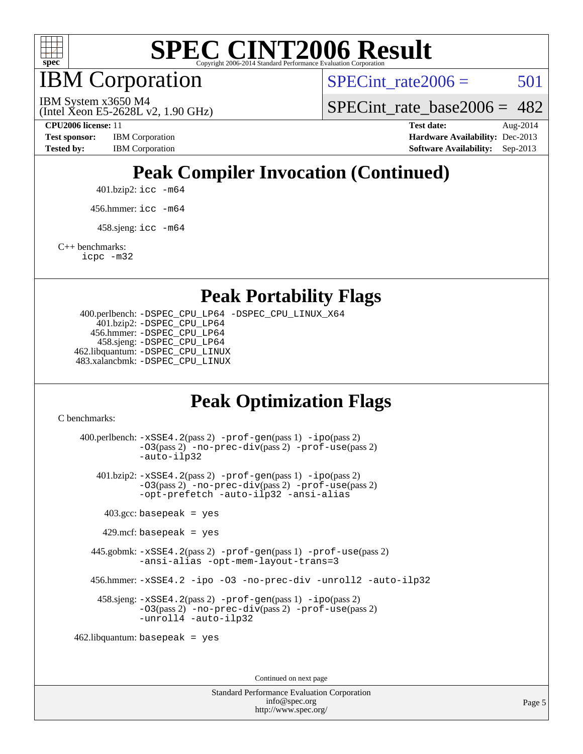# SPEC CINT2006 Result

Copyright 2006-2014 Standard Performance Evaluation Corporation

## IBM Corporation

IBM System x3650 M4
(Intel Xeon E5-2628L v2, 1.90 GHz)

SPECint_rate2006 = 501

SPECint_rate_base2006 = 482

**CPU2006 license:** 11
**Test sponsor:** IBM Corporation
**Tested by:** IBM Corporation

**Test date:** Aug-2014
**Hardware Availability:** Dec-2013
**Software Availability:** Sep-2013

## Peak Compiler Invocation (Continued)

401.bzip2: `icc -m64`

456.hmmer: `icc -m64`

458.sjeng: `icc -m64`

C++ benchmarks:
`icpc -m32`

## Peak Portability Flags

400.perlbench: `-DSPEC_CPU_LP64 -DSPEC_CPU_LINUX_X64`
401.bzip2: `-DSPEC_CPU_LP64`
456.hmmer: `-DSPEC_CPU_LP64`
458.sjeng: `-DSPEC_CPU_LP64`
462.libquantum: `-DSPEC_CPU_LINUX`
483.xalancbmk: `-DSPEC_CPU_LINUX`

## Peak Optimization Flags

C benchmarks:

400.perlbench: `-xSSE4.2`(pass 2) `-prof-gen`(pass 1) `-ipo`(pass 2) `-O3`(pass 2) `-no-prec-div`(pass 2) `-prof-use`(pass 2) `-auto-ilp32`

401.bzip2: `-xSSE4.2`(pass 2) `-prof-gen`(pass 1) `-ipo`(pass 2) `-O3`(pass 2) `-no-prec-div`(pass 2) `-prof-use`(pass 2) `-opt-prefetch -auto-ilp32 -ansi-alias`

403.gcc: `basepeak = yes`

429.mcf: `basepeak = yes`

445.gobmk: `-xSSE4.2`(pass 2) `-prof-gen`(pass 1) `-prof-use`(pass 2) `-ansi-alias -opt-mem-layout-trans=3`

456.hmmer: `-xSSE4.2 -ipo -O3 -no-prec-div -unroll2 -auto-ilp32`

458.sjeng: `-xSSE4.2`(pass 2) `-prof-gen`(pass 1) `-ipo`(pass 2) `-O3`(pass 2) `-no-prec-div`(pass 2) `-prof-use`(pass 2) `-unroll4 -auto-ilp32`

462.libquantum: `basepeak = yes`

Continued on next page

Standard Performance Evaluation Corporation
info@spec.org
http://www.spec.org/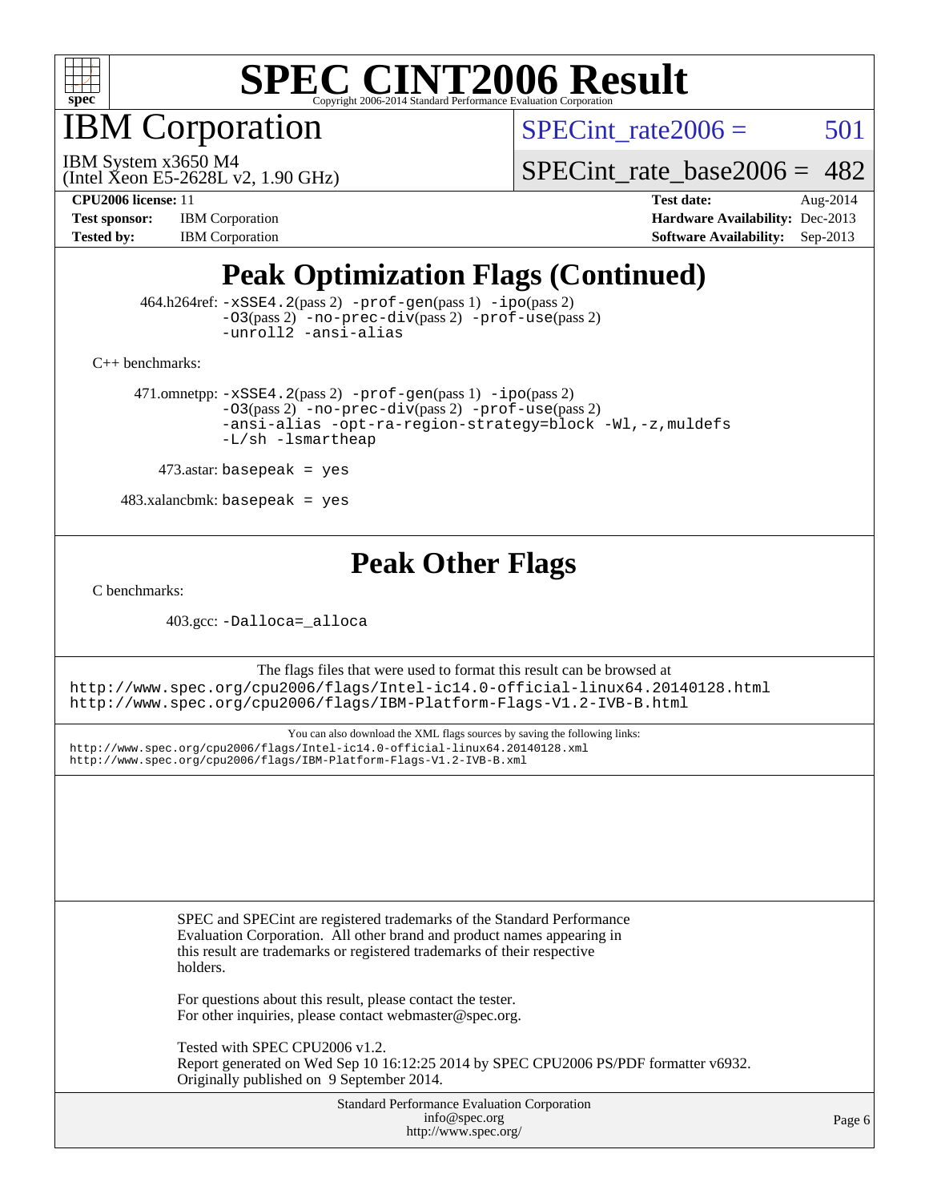# SPEC CINT2006 Result

Copyright 2006-2014 Standard Performance Evaluation Corporation

## IBM Corporation

IBM System x3650 M4
(Intel Xeon E5-2628L v2, 1.90 GHz)

SPECint_rate2006 = 501

SPECint_rate_base2006 = 482

**CPU2006 license:** 11
**Test sponsor:** IBM Corporation
**Tested by:** IBM Corporation

**Test date:** Aug-2014
**Hardware Availability:** Dec-2013
**Software Availability:** Sep-2013

## Peak Optimization Flags (Continued)

464.h264ref: -xSSE4.2(pass 2) -prof-gen(pass 1) -ipo(pass 2) -O3(pass 2) -no-prec-div(pass 2) -prof-use(pass 2) -unroll2 -ansi-alias

C++ benchmarks:

471.omnetpp: -xSSE4.2(pass 2) -prof-gen(pass 1) -ipo(pass 2) -O3(pass 2) -no-prec-div(pass 2) -prof-use(pass 2) -ansi-alias -opt-ra-region-strategy=block -Wl,-z,muldefs -L/sh -lsmartheap

473.astar: basepeak = yes

483.xalancbmk: basepeak = yes

## Peak Other Flags

C benchmarks:

403.gcc: -Dalloca=_alloca

The flags files that were used to format this result can be browsed at
http://www.spec.org/cpu2006/flags/Intel-ic14.0-official-linux64.20140128.html
http://www.spec.org/cpu2006/flags/IBM-Platform-Flags-V1.2-IVB-B.html

You can also download the XML flags sources by saving the following links:
http://www.spec.org/cpu2006/flags/Intel-ic14.0-official-linux64.20140128.xml
http://www.spec.org/cpu2006/flags/IBM-Platform-Flags-V1.2-IVB-B.xml

SPEC and SPECint are registered trademarks of the Standard Performance Evaluation Corporation. All other brand and product names appearing in this result are trademarks or registered trademarks of their respective holders.

For questions about this result, please contact the tester.
For other inquiries, please contact webmaster@spec.org.

Tested with SPEC CPU2006 v1.2.
Report generated on Wed Sep 10 16:12:25 2014 by SPEC CPU2006 PS/PDF formatter v6932.
Originally published on 9 September 2014.

Standard Performance Evaluation Corporation
info@spec.org
http://www.spec.org/